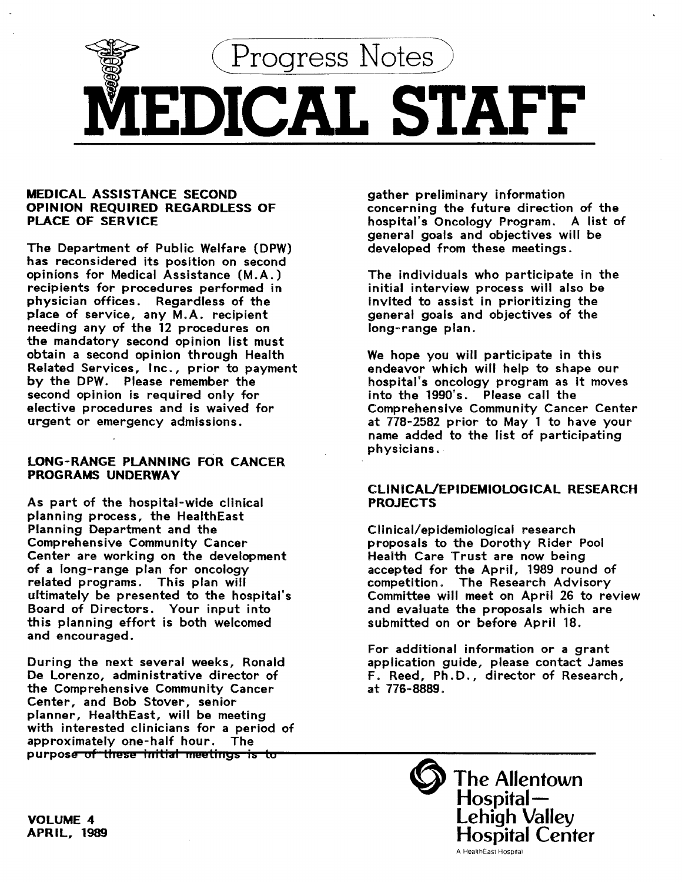# Progress Notes

# MEDICAL STAFF

## MEDICAL ASSISTANCE SECOND OPINION REQUIRED REGARDLESS OF PLACE OF SERVICE

The Department of Public Welfare (DPW) has reconsidered its position on second opinions for Medical Assistance (M.A.) recipients for procedures performed in physician offices. Regardless of the place of service, any M.A. recipient needing any of the 12 procedures on the mandatory second opinion list must obtain a second opinion through Health Related Services, Inc., prior to payment by the DPW. Please remember the second opinion is required only for elective procedures and is waived for urgent or emergency admissions.

## LONG-RANGE PLANNING FOR CANCER PROGRAMS UNDERWAY

As part of the hospital-wide clinical planning process, the HealthEast Planning Department and the Comprehensive Community Cancer Center are working on the development of a long-range plan for oncology related programs. This plan will ultimately be presented to the hospital's Board of Directors. Your input into this planning effort is both welcomed and encouraged.

During the next several weeks, Ronald De Lorenzo, administrative director of the Comprehensive Community Cancer Center, and Bob Stover, senior planner, HealthEast, will be meeting with interested clinicians for a period of approximately one-half hour. The purpose of these initial meetings is to gather preliminary information concerning the future direction of the hospital's Oncology Program. A list of general goals and objectives will be developed from these meetings.

The individuals who participate in the initial interview process will also be invited to assist in prioritizing the general goals and objectives of the long-range plan.

We hope you will participate in this endeavor which will help to shape our hospital's oncology program as it moves into the 1990's. Please call the Comprehensive Community Cancer Center at 778-2582 prior to May 1 to have your name added to the list of participating physicians.

## CLINICAL/EPIDEMIOLOGICAL RESEARCH PROJECTS

Clinical/epidemiological research proposals to the Dorothy Rider Pool Health Care Trust are now being accepted for the April, 1989 round of competition. The Research Advisory Committee will meet on April 26 to review and evaluate the proposals which are submitted on or before April 18.

For additional information or a grant application guide, please contact James F. Reed, Ph.D., director of Research, at 776-8889.

VOLUME 4
APRIL, 1989

The Allentown Hospital— Lehigh Valley Hospital Center
A HealthEast Hospital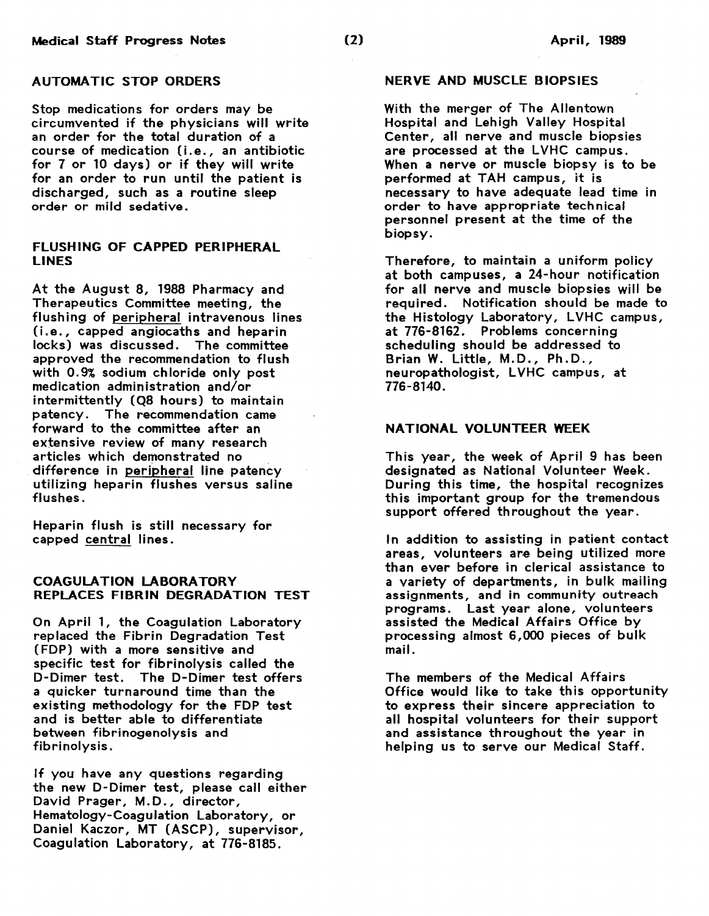## AUTOMATIC STOP ORDERS

Stop medications for orders may be circumvented if the physicians will write an order for the total duration of a course of medication (i.e., an antibiotic for 7 or 10 days) or if they will write for an order to run until the patient is discharged, such as a routine sleep order or mild sedative.

## FLUSHING OF CAPPED PERIPHERAL LINES

At the August 8, 1988 Pharmacy and Therapeutics Committee meeting, the flushing of peripheral intravenous lines (i.e., capped angiocaths and heparin locks) was discussed. The committee approved the recommendation to flush with 0.9% sodium chloride only post medication administration and/or intermittently (Q8 hours) to maintain patency. The recommendation came forward to the committee after an extensive review of many research articles which demonstrated no difference in peripheral line patency utilizing heparin flushes versus saline flushes.

Heparin flush is still necessary for capped central lines.

## COAGULATION LABORATORY REPLACES FIBRIN DEGRADATION TEST

On April 1, the Coagulation Laboratory replaced the Fibrin Degradation Test (FDP) with a more sensitive and specific test for fibrinolysis called the D-Dimer test. The D-Dimer test offers a quicker turnaround time than the existing methodology for the FDP test and is better able to differentiate between fibrinogenolysis and fibrinolysis.

If you have any questions regarding the new D-Dimer test, please call either David Prager, M.D., director, Hematology-Coagulation Laboratory, or Daniel Kaczor, MT (ASCP), supervisor, Coagulation Laboratory, at 776-8185.

## NERVE AND MUSCLE BIOPSIES

With the merger of The Allentown Hospital and Lehigh Valley Hospital Center, all nerve and muscle biopsies are processed at the LVHC campus. When a nerve or muscle biopsy is to be performed at TAH campus, it is necessary to have adequate lead time in order to have appropriate technical personnel present at the time of the biopsy.

Therefore, to maintain a uniform policy at both campuses, a 24-hour notification for all nerve and muscle biopsies will be required. Notification should be made to the Histology Laboratory, LVHC campus, at 776-8162. Problems concerning scheduling should be addressed to Brian W. Little, M.D., Ph.D., neuropathologist, LVHC campus, at 776-8140.

## NATIONAL VOLUNTEER WEEK

This year, the week of April 9 has been designated as National Volunteer Week. During this time, the hospital recognizes this important group for the tremendous support offered throughout the year.

In addition to assisting in patient contact areas, volunteers are being utilized more than ever before in clerical assistance to a variety of departments, in bulk mailing assignments, and in community outreach programs. Last year alone, volunteers assisted the Medical Affairs Office by processing almost 6,000 pieces of bulk mail.

The members of the Medical Affairs Office would like to take this opportunity to express their sincere appreciation to all hospital volunteers for their support and assistance throughout the year in helping us to serve our Medical Staff.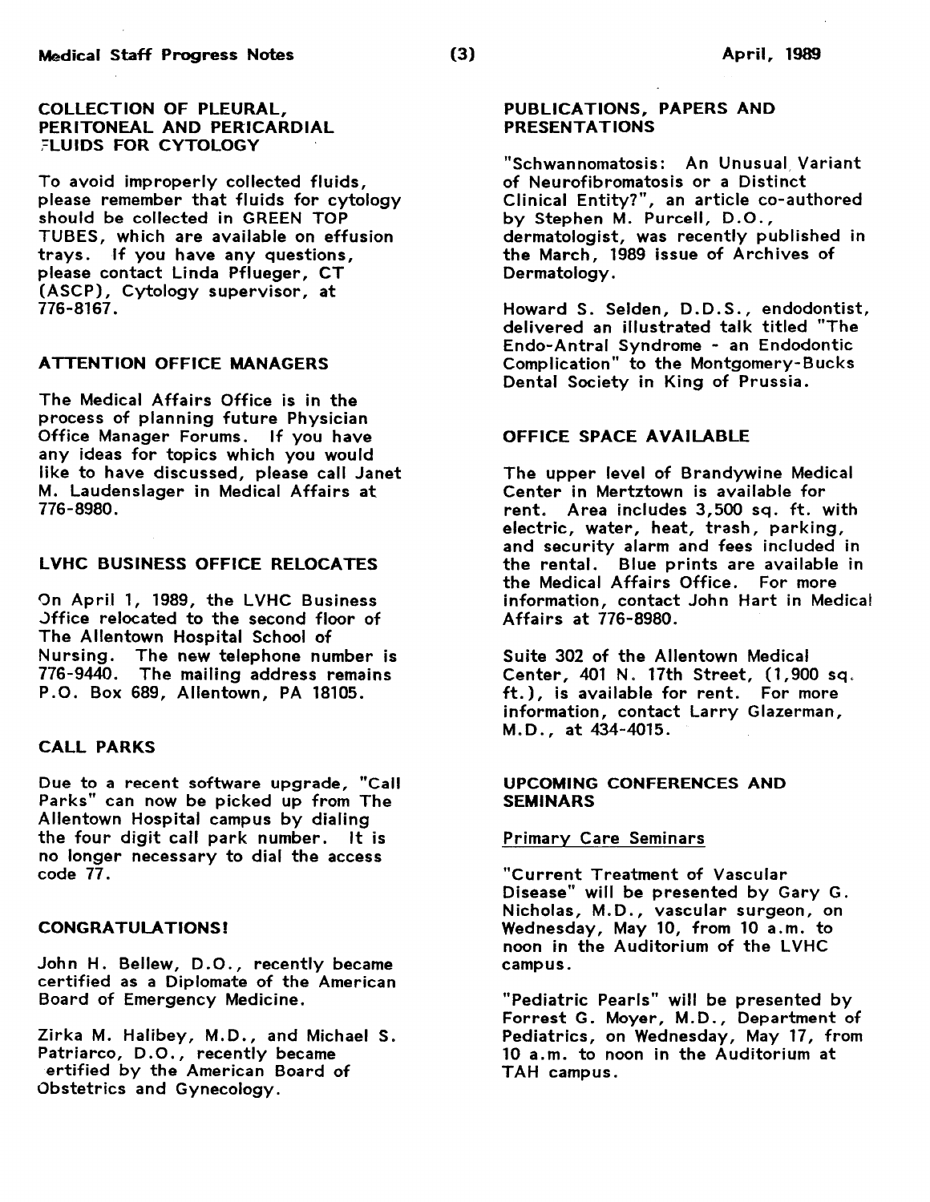## COLLECTION OF PLEURAL, PERITONEAL AND PERICARDIAL FLUIDS FOR CYTOLOGY

To avoid improperly collected fluids, please remember that fluids for cytology should be collected in GREEN TOP TUBES, which are available on effusion trays. If you have any questions, please contact Linda Pflueger, CT (ASCP), Cytology supervisor, at 776-8167.

## ATTENTION OFFICE MANAGERS

The Medical Affairs Office is in the process of planning future Physician Office Manager Forums. If you have any ideas for topics which you would like to have discussed, please call Janet M. Laudenslager in Medical Affairs at 776-8980.

## LVHC BUSINESS OFFICE RELOCATES

On April 1, 1989, the LVHC Business Office relocated to the second floor of The Allentown Hospital School of Nursing. The new telephone number is 776-9440. The mailing address remains P.O. Box 689, Allentown, PA 18105.

## CALL PARKS

Due to a recent software upgrade, "Call Parks" can now be picked up from The Allentown Hospital campus by dialing the four digit call park number. It is no longer necessary to dial the access code 77.

## CONGRATULATIONS!

John H. Bellew, D.O., recently became certified as a Diplomate of the American Board of Emergency Medicine.

Zirka M. Halibey, M.D., and Michael S. Patriarco, D.O., recently became certified by the American Board of Obstetrics and Gynecology.

## PUBLICATIONS, PAPERS AND PRESENTATIONS

"Schwannomatosis: An Unusual Variant of Neurofibromatosis or a Distinct Clinical Entity?", an article co-authored by Stephen M. Purcell, D.O., dermatologist, was recently published in the March, 1989 issue of Archives of Dermatology.

Howard S. Selden, D.D.S., endodontist, delivered an illustrated talk titled "The Endo-Antral Syndrome - an Endodontic Complication" to the Montgomery-Bucks Dental Society in King of Prussia.

## OFFICE SPACE AVAILABLE

The upper level of Brandywine Medical Center in Mertztown is available for rent. Area includes 3,500 sq. ft. with electric, water, heat, trash, parking, and security alarm and fees included in the rental. Blue prints are available in the Medical Affairs Office. For more information, contact John Hart in Medical Affairs at 776-8980.

Suite 302 of the Allentown Medical Center, 401 N. 17th Street, (1,900 sq. ft.), is available for rent. For more information, contact Larry Glazerman, M.D., at 434-4015.

## UPCOMING CONFERENCES AND SEMINARS

### Primary Care Seminars

"Current Treatment of Vascular Disease" will be presented by Gary G. Nicholas, M.D., vascular surgeon, on Wednesday, May 10, from 10 a.m. to noon in the Auditorium of the LVHC campus.

"Pediatric Pearls" will be presented by Forrest G. Moyer, M.D., Department of Pediatrics, on Wednesday, May 17, from 10 a.m. to noon in the Auditorium at TAH campus.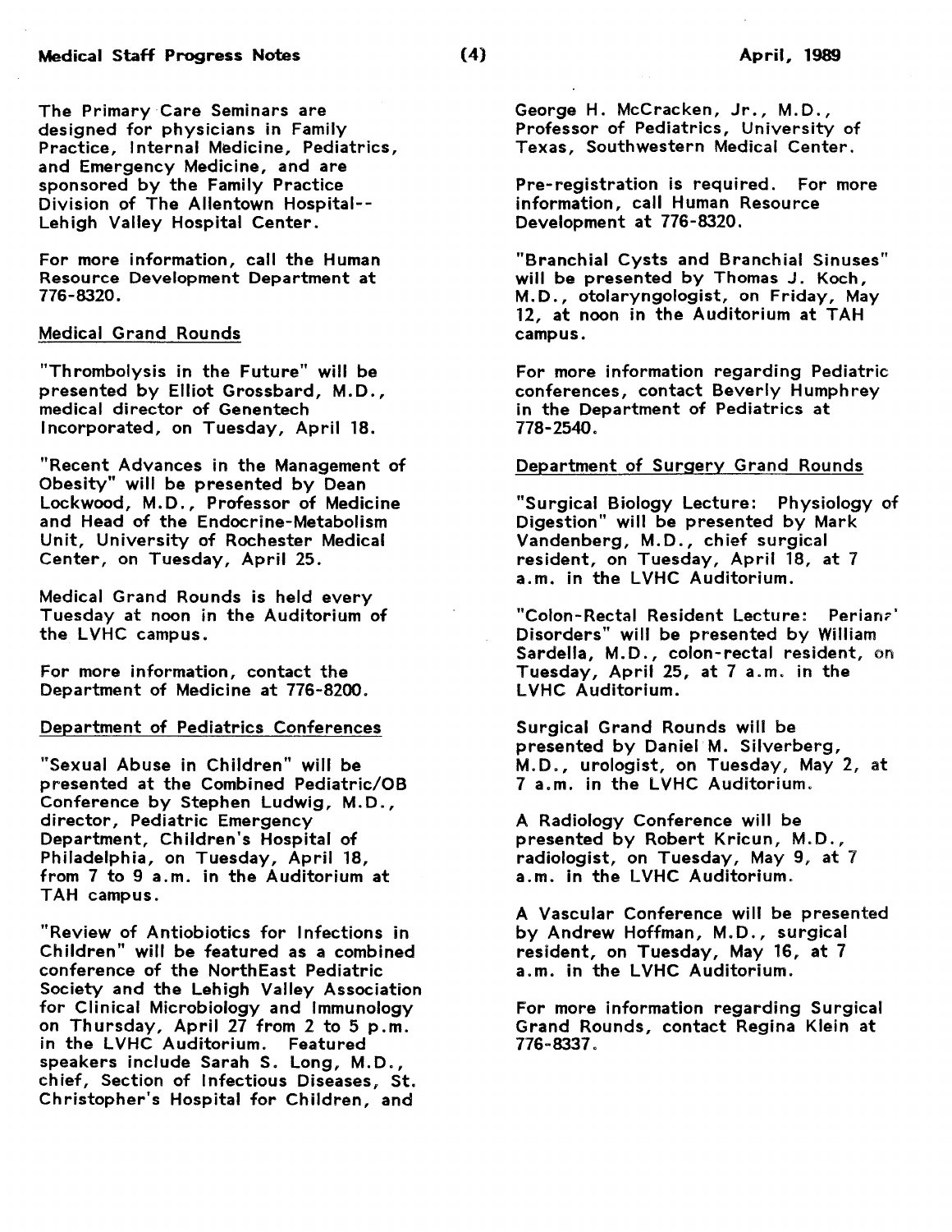The Primary Care Seminars are designed for physicians in Family Practice, Internal Medicine, Pediatrics, and Emergency Medicine, and are sponsored by the Family Practice Division of The Allentown Hospital--Lehigh Valley Hospital Center.

For more information, call the Human Resource Development Department at 776-8320.

## Medical Grand Rounds

"Thrombolysis in the Future" will be presented by Elliot Grossbard, M.D., medical director of Genentech Incorporated, on Tuesday, April 18.

"Recent Advances in the Management of Obesity" will be presented by Dean Lockwood, M.D., Professor of Medicine and Head of the Endocrine-Metabolism Unit, University of Rochester Medical Center, on Tuesday, April 25.

Medical Grand Rounds is held every Tuesday at noon in the Auditorium of the LVHC campus.

For more information, contact the Department of Medicine at 776-8200.

## Department of Pediatrics Conferences

"Sexual Abuse in Children" will be presented at the Combined Pediatric/OB Conference by Stephen Ludwig, M.D., director, Pediatric Emergency Department, Children's Hospital of Philadelphia, on Tuesday, April 18, from 7 to 9 a.m. in the Auditorium at TAH campus.

"Review of Antiobiotics for Infections in Children" will be featured as a combined conference of the NorthEast Pediatric Society and the Lehigh Valley Association for Clinical Microbiology and Immunology on Thursday, April 27 from 2 to 5 p.m. in the LVHC Auditorium. Featured speakers include Sarah S. Long, M.D., chief, Section of Infectious Diseases, St. Christopher's Hospital for Children, and George H. McCracken, Jr., M.D., Professor of Pediatrics, University of Texas, Southwestern Medical Center.

Pre-registration is required. For more information, call Human Resource Development at 776-8320.

"Branchial Cysts and Branchial Sinuses" will be presented by Thomas J. Koch, M.D., otolaryngologist, on Friday, May 12, at noon in the Auditorium at TAH campus.

For more information regarding Pediatric conferences, contact Beverly Humphrey in the Department of Pediatrics at 778-2540.

## Department of Surgery Grand Rounds

"Surgical Biology Lecture: Physiology of Digestion" will be presented by Mark Vandenberg, M.D., chief surgical resident, on Tuesday, April 18, at 7 a.m. in the LVHC Auditorium.

"Colon-Rectal Resident Lecture: Perianal Disorders" will be presented by William Sardella, M.D., colon-rectal resident, on Tuesday, April 25, at 7 a.m. in the LVHC Auditorium.

Surgical Grand Rounds will be presented by Daniel M. Silverberg, M.D., urologist, on Tuesday, May 2, at 7 a.m. in the LVHC Auditorium.

A Radiology Conference will be presented by Robert Kricun, M.D., radiologist, on Tuesday, May 9, at 7 a.m. in the LVHC Auditorium.

A Vascular Conference will be presented by Andrew Hoffman, M.D., surgical resident, on Tuesday, May 16, at 7 a.m. in the LVHC Auditorium.

For more information regarding Surgical Grand Rounds, contact Regina Klein at 776-8337.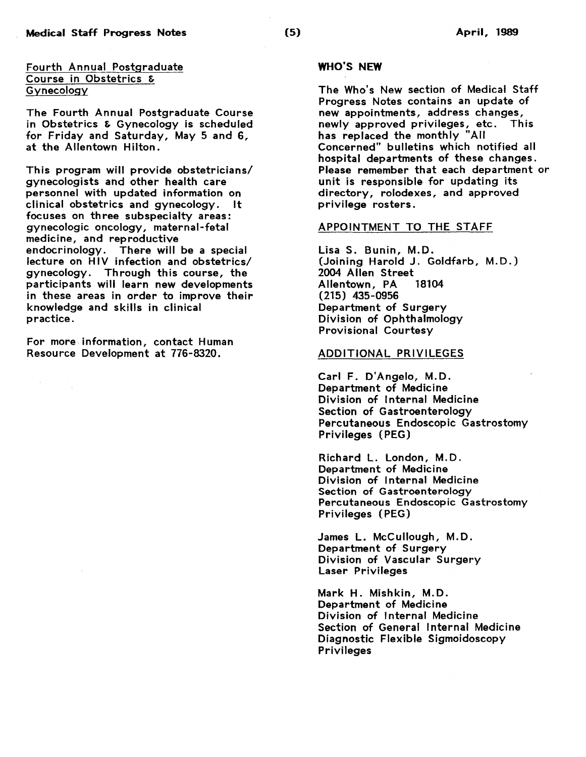## Fourth Annual Postgraduate Course in Obstetrics & Gynecology

The Fourth Annual Postgraduate Course in Obstetrics & Gynecology is scheduled for Friday and Saturday, May 5 and 6, at the Allentown Hilton.

This program will provide obstetricians/gynecologists and other health care personnel with updated information on clinical obstetrics and gynecology. It focuses on three subspecialty areas: gynecologic oncology, maternal-fetal medicine, and reproductive endocrinology. There will be a special lecture on HIV infection and obstetrics/gynecology. Through this course, the participants will learn new developments in these areas in order to improve their knowledge and skills in clinical practice.

For more information, contact Human Resource Development at 776-8320.

## WHO'S NEW

The Who's New section of Medical Staff Progress Notes contains an update of new appointments, address changes, newly approved privileges, etc. This has replaced the monthly "All Concerned" bulletins which notified all hospital departments of these changes. Please remember that each department or unit is responsible for updating its directory, rolodexes, and approved privilege rosters.

### APPOINTMENT TO THE STAFF

Lisa S. Bunin, M.D.
(Joining Harold J. Goldfarb, M.D.)
2004 Allen Street
Allentown, PA 18104
(215) 435-0956
Department of Surgery
Division of Ophthalmology
Provisional Courtesy

### ADDITIONAL PRIVILEGES

Carl F. D'Angelo, M.D.
Department of Medicine
Division of Internal Medicine
Section of Gastroenterology
Percutaneous Endoscopic Gastrostomy Privileges (PEG)

Richard L. London, M.D.
Department of Medicine
Division of Internal Medicine
Section of Gastroenterology
Percutaneous Endoscopic Gastrostomy Privileges (PEG)

James L. McCullough, M.D.
Department of Surgery
Division of Vascular Surgery
Laser Privileges

Mark H. Mishkin, M.D.
Department of Medicine
Division of Internal Medicine
Section of General Internal Medicine
Diagnostic Flexible Sigmoidoscopy Privileges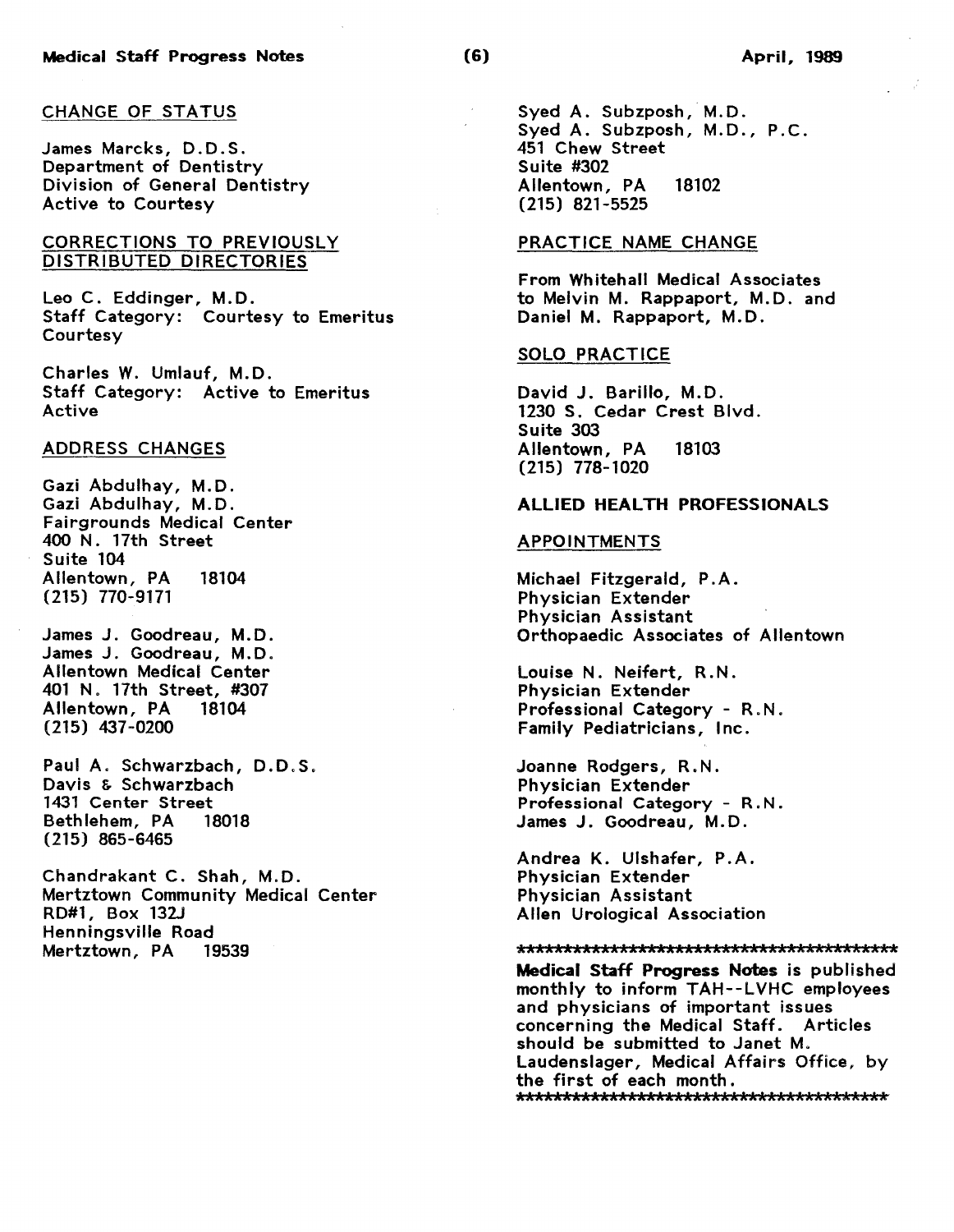## CHANGE OF STATUS

James Marcks, D.D.S.
Department of Dentistry
Division of General Dentistry
Active to Courtesy

## CORRECTIONS TO PREVIOUSLY DISTRIBUTED DIRECTORIES

Leo C. Eddinger, M.D.
Staff Category: Courtesy to Emeritus Courtesy

Charles W. Umlauf, M.D.
Staff Category: Active to Emeritus Active

## ADDRESS CHANGES

Gazi Abdulhay, M.D.
Gazi Abdulhay, M.D.
Fairgrounds Medical Center
400 N. 17th Street
Suite 104
Allentown, PA 18104
(215) 770-9171

James J. Goodreau, M.D.
James J. Goodreau, M.D.
Allentown Medical Center
401 N. 17th Street, #307
Allentown, PA 18104
(215) 437-0200

Paul A. Schwarzbach, D.D.S.
Davis & Schwarzbach
1431 Center Street
Bethlehem, PA 18018
(215) 865-6465

Chandrakant C. Shah, M.D.
Mertztown Community Medical Center
RD#1, Box 132J
Henningsville Road
Mertztown, PA 19539

Syed A. Subzposh, M.D.
Syed A. Subzposh, M.D., P.C.
451 Chew Street
Suite #302
Allentown, PA 18102
(215) 821-5525

## PRACTICE NAME CHANGE

From Whitehall Medical Associates to Melvin M. Rappaport, M.D. and Daniel M. Rappaport, M.D.

## SOLO PRACTICE

David J. Barillo, M.D.
1230 S. Cedar Crest Blvd.
Suite 303
Allentown, PA 18103
(215) 778-1020

# ALLIED HEALTH PROFESSIONALS

## APPOINTMENTS

Michael Fitzgerald, P.A.
Physician Extender
Physician Assistant
Orthopaedic Associates of Allentown

Louise N. Neifert, R.N.
Physician Extender
Professional Category - R.N.
Family Pediatricians, Inc.

Joanne Rodgers, R.N.
Physician Extender
Professional Category - R.N.
James J. Goodreau, M.D.

Andrea K. Ulshafer, P.A.
Physician Extender
Physician Assistant
Allen Urological Association

*****************************************

**Medical Staff Progress Notes** is published monthly to inform TAH--LVHC employees and physicians of important issues concerning the Medical Staff. Articles should be submitted to Janet M. Laudenslager, Medical Affairs Office, by the first of each month.

*****************************************